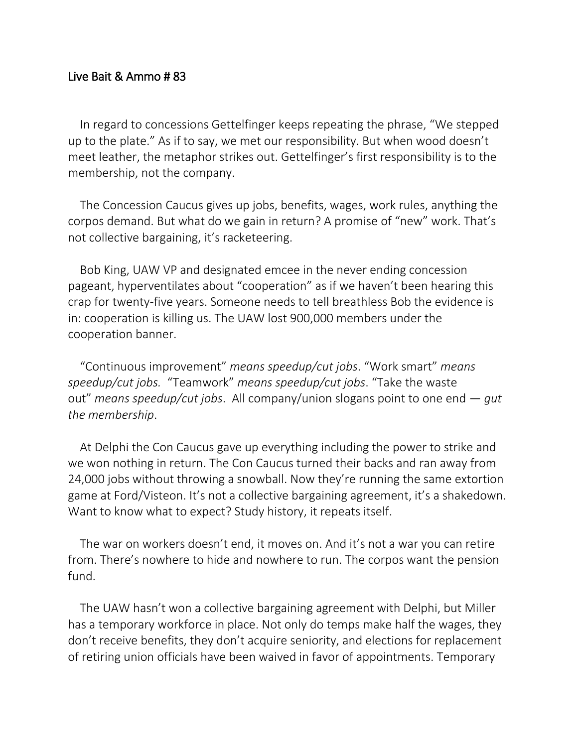## Live Bait & Ammo # 83

In regard to concessions Gettelfinger keeps repeating the phrase, "We stepped up to the plate." As if to say, we met our responsibility. But when wood doesn't meet leather, the metaphor strikes out. Gettelfinger's first responsibility is to the membership, not the company.

The Concession Caucus gives up jobs, benefits, wages, work rules, anything the corpos demand. But what do we gain in return? A promise of "new" work. That's not collective bargaining, it's racketeering.

Bob King, UAW VP and designated emcee in the never ending concession pageant, hyperventilates about "cooperation" as if we haven't been hearing this crap for twenty-five years. Someone needs to tell breathless Bob the evidence is in: cooperation is killing us. The UAW lost 900,000 members under the cooperation banner.

"Continuous improvement" *means speedup/cut jobs*. "Work smart" *means speedup/cut jobs.* "Teamwork" *means speedup/cut jobs*. "Take the waste out" *means speedup/cut jobs*. All company/union slogans point to one end — *gut the membership*.

At Delphi the Con Caucus gave up everything including the power to strike and we won nothing in return. The Con Caucus turned their backs and ran away from 24,000 jobs without throwing a snowball. Now they're running the same extortion game at Ford/Visteon. It's not a collective bargaining agreement, it's a shakedown. Want to know what to expect? Study history, it repeats itself.

The war on workers doesn't end, it moves on. And it's not a war you can retire from. There's nowhere to hide and nowhere to run. The corpos want the pension fund.

The UAW hasn't won a collective bargaining agreement with Delphi, but Miller has a temporary workforce in place. Not only do temps make half the wages, they don't receive benefits, they don't acquire seniority, and elections for replacement of retiring union officials have been waived in favor of appointments. Temporary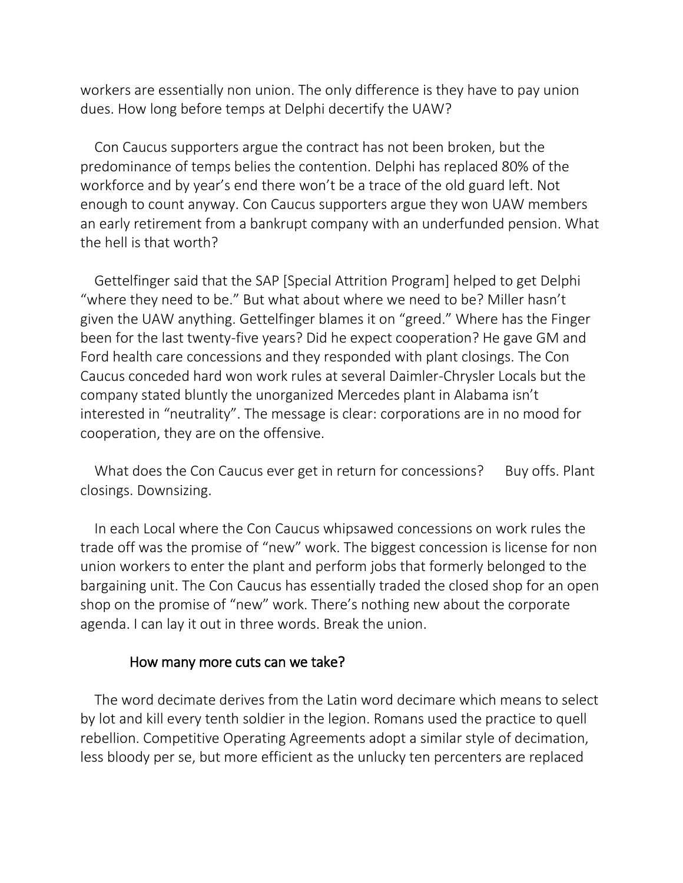workers are essentially non union. The only difference is they have to pay union dues. How long before temps at Delphi decertify the UAW?

Con Caucus supporters argue the contract has not been broken, but the predominance of temps belies the contention. Delphi has replaced 80% of the workforce and by year's end there won't be a trace of the old guard left. Not enough to count anyway. Con Caucus supporters argue they won UAW members an early retirement from a bankrupt company with an underfunded pension. What the hell is that worth?

Gettelfinger said that the SAP [Special Attrition Program] helped to get Delphi "where they need to be." But what about where we need to be? Miller hasn't given the UAW anything. Gettelfinger blames it on "greed." Where has the Finger been for the last twenty-five years? Did he expect cooperation? He gave GM and Ford health care concessions and they responded with plant closings. The Con Caucus conceded hard won work rules at several Daimler-Chrysler Locals but the company stated bluntly the unorganized Mercedes plant in Alabama isn't interested in "neutrality". The message is clear: corporations are in no mood for cooperation, they are on the offensive.

What does the Con Caucus ever get in return for concessions? Buy offs. Plant closings. Downsizing.

In each Local where the Con Caucus whipsawed concessions on work rules the trade off was the promise of "new" work. The biggest concession is license for non union workers to enter the plant and perform jobs that formerly belonged to the bargaining unit. The Con Caucus has essentially traded the closed shop for an open shop on the promise of "new" work. There's nothing new about the corporate agenda. I can lay it out in three words. Break the union.

### How many more cuts can we take?

The word decimate derives from the Latin word decimare which means to select by lot and kill every tenth soldier in the legion. Romans used the practice to quell rebellion. Competitive Operating Agreements adopt a similar style of decimation, less bloody per se, but more efficient as the unlucky ten percenters are replaced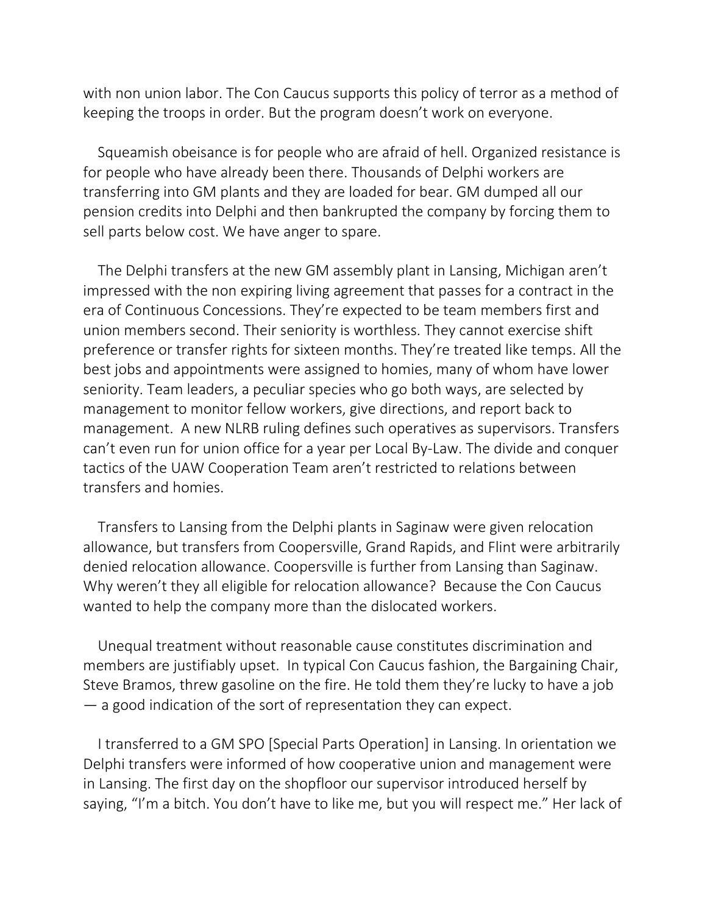with non union labor. The Con Caucus supports this policy of terror as a method of keeping the troops in order. But the program doesn't work on everyone.

Squeamish obeisance is for people who are afraid of hell. Organized resistance is for people who have already been there. Thousands of Delphi workers are transferring into GM plants and they are loaded for bear. GM dumped all our pension credits into Delphi and then bankrupted the company by forcing them to sell parts below cost. We have anger to spare.

The Delphi transfers at the new GM assembly plant in Lansing, Michigan aren't impressed with the non expiring living agreement that passes for a contract in the era of Continuous Concessions. They're expected to be team members first and union members second. Their seniority is worthless. They cannot exercise shift preference or transfer rights for sixteen months. They're treated like temps. All the best jobs and appointments were assigned to homies, many of whom have lower seniority. Team leaders, a peculiar species who go both ways, are selected by management to monitor fellow workers, give directions, and report back to management. A new NLRB ruling defines such operatives as supervisors. Transfers can't even run for union office for a year per Local By-Law. The divide and conquer tactics of the UAW Cooperation Team aren't restricted to relations between transfers and homies.

Transfers to Lansing from the Delphi plants in Saginaw were given relocation allowance, but transfers from Coopersville, Grand Rapids, and Flint were arbitrarily denied relocation allowance. Coopersville is further from Lansing than Saginaw. Why weren't they all eligible for relocation allowance? Because the Con Caucus wanted to help the company more than the dislocated workers.

Unequal treatment without reasonable cause constitutes discrimination and members are justifiably upset. In typical Con Caucus fashion, the Bargaining Chair, Steve Bramos, threw gasoline on the fire. He told them they're lucky to have a job — a good indication of the sort of representation they can expect.

I transferred to a GM SPO [Special Parts Operation] in Lansing. In orientation we Delphi transfers were informed of how cooperative union and management were in Lansing. The first day on the shopfloor our supervisor introduced herself by saying, "I'm a bitch. You don't have to like me, but you will respect me." Her lack of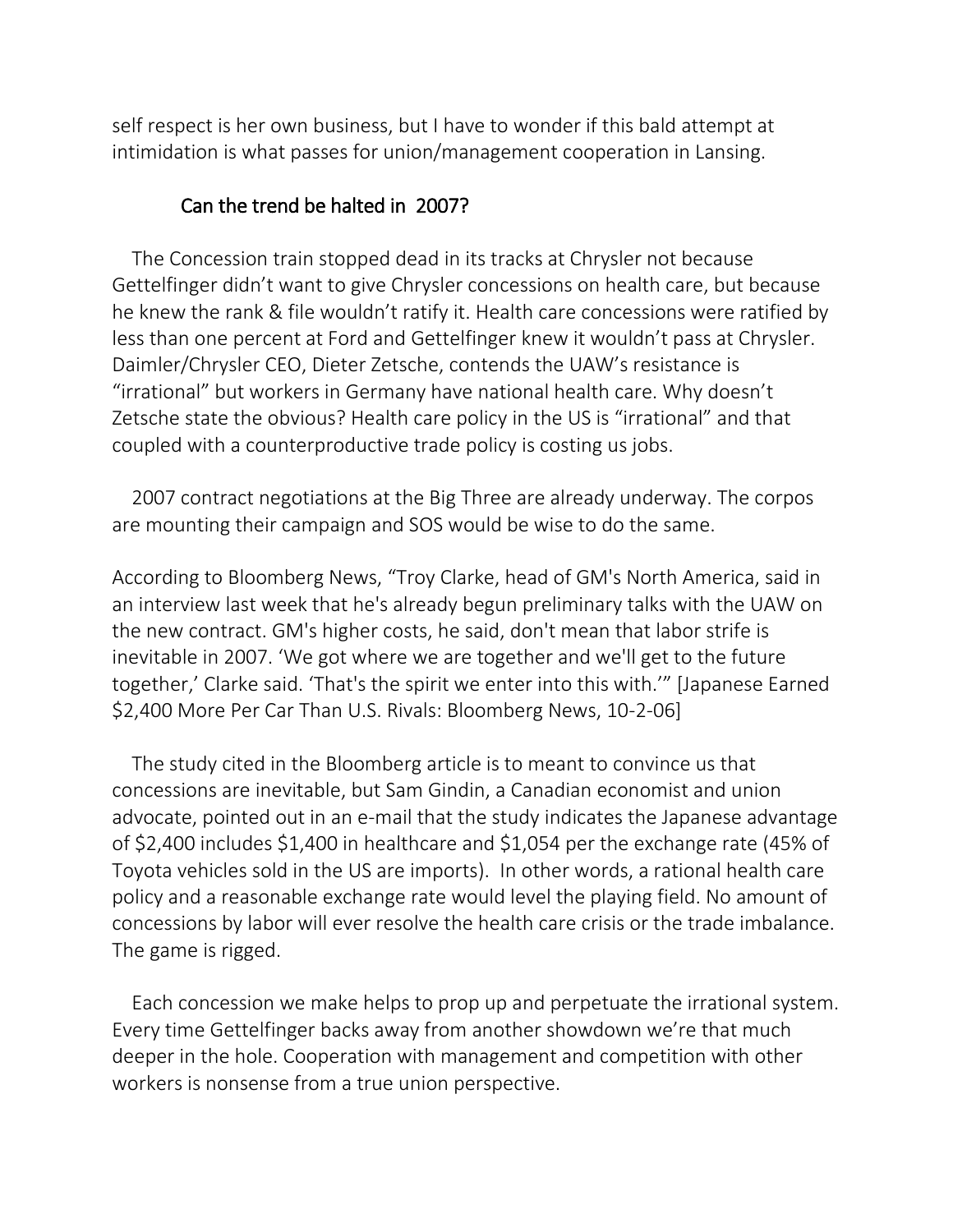self respect is her own business, but I have to wonder if this bald attempt at intimidation is what passes for union/management cooperation in Lansing.

## Can the trend be halted in 2007?

The Concession train stopped dead in its tracks at Chrysler not because Gettelfinger didn't want to give Chrysler concessions on health care, but because he knew the rank & file wouldn't ratify it. Health care concessions were ratified by less than one percent at Ford and Gettelfinger knew it wouldn't pass at Chrysler. Daimler/Chrysler CEO, Dieter Zetsche, contends the UAW's resistance is "irrational" but workers in Germany have national health care. Why doesn't Zetsche state the obvious? Health care policy in the US is "irrational" and that coupled with a counterproductive trade policy is costing us jobs.

2007 contract negotiations at the Big Three are already underway. The corpos are mounting their campaign and SOS would be wise to do the same.

According to Bloomberg News, "Troy Clarke, head of GM's North America, said in an interview last week that he's already begun preliminary talks with the UAW on the new contract. GM's higher costs, he said, don't mean that labor strife is inevitable in 2007. 'We got where we are together and we'll get to the future together,' Clarke said. 'That's the spirit we enter into this with.'" [Japanese Earned $2,400 More Per Car Than U.S. Rivals: Bloomberg News, 10-2-06]

The study cited in the Bloomberg article is to meant to convince us that concessions are inevitable, but Sam Gindin, a Canadian economist and union advocate, pointed out in an e-mail that the study indicates the Japanese advantage of $2,400 includes $1,400 in healthcare and $1,054 per the exchange rate (45% of Toyota vehicles sold in the US are imports). In other words, a rational health care policy and a reasonable exchange rate would level the playing field. No amount of concessions by labor will ever resolve the health care crisis or the trade imbalance. The game is rigged.

Each concession we make helps to prop up and perpetuate the irrational system. Every time Gettelfinger backs away from another showdown we're that much deeper in the hole. Cooperation with management and competition with other workers is nonsense from a true union perspective.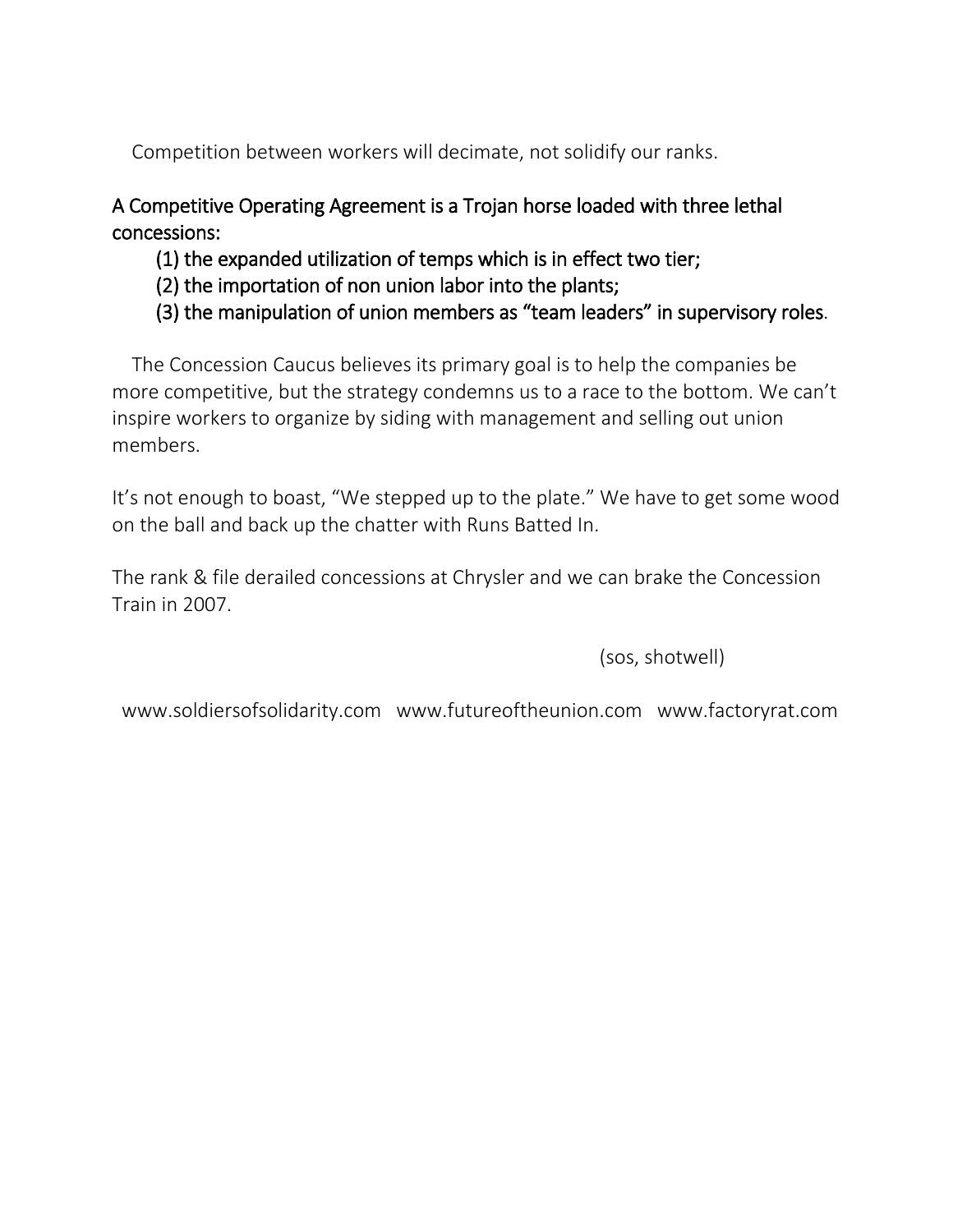Competition between workers will decimate, not solidify our ranks.

A Competitive Operating Agreement is a Trojan horse loaded with three lethal concessions:

(1) the expanded utilization of temps which is in effect two tier;
(2) the importation of non union labor into the plants;
(3) the manipulation of union members as "team leaders" in supervisory roles.

The Concession Caucus believes its primary goal is to help the companies be more competitive, but the strategy condemns us to a race to the bottom. We can't inspire workers to organize by siding with management and selling out union members.

It's not enough to boast, "We stepped up to the plate." We have to get some wood on the ball and back up the chatter with Runs Batted In.

The rank & file derailed concessions at Chrysler and we can brake the Concession Train in 2007.

(sos, shotwell)

www.soldiersofsolidarity.com www.futureoftheunion.com www.factoryrat.com